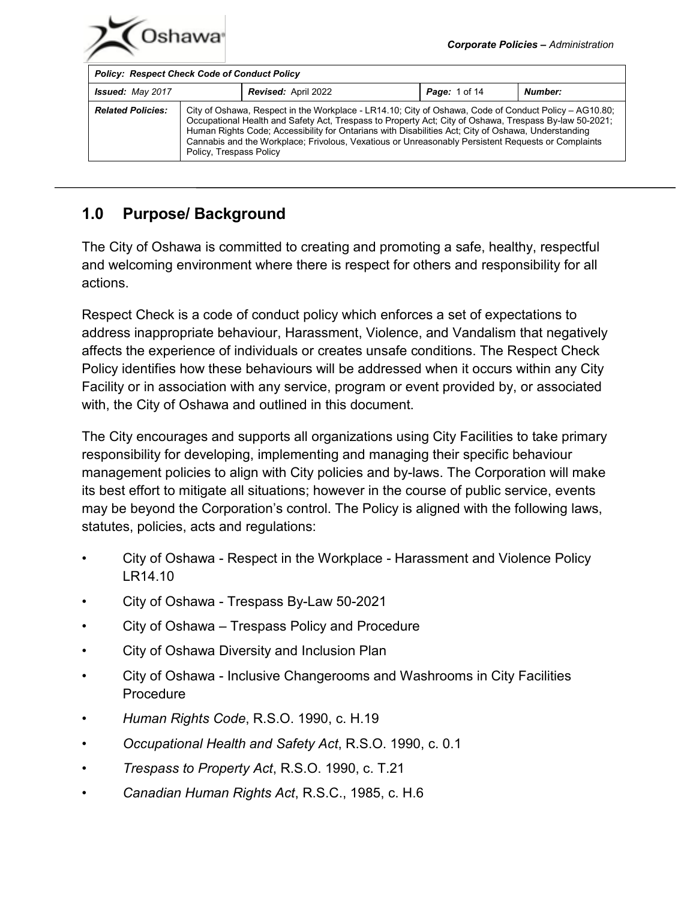Corporate Policies – *Administration*

| **Policy: Respect Check Code of Conduct Policy** | | | | |
|---|---|---|---|---|
| ***Issued:*** *May 2017* | | ***Revised:*** April 2022 | ***Page:*** 1 of 14 | ***Number:*** |
| ***Related Policies:*** | City of Oshawa, Respect in the Workplace - LR14.10; City of Oshawa, Code of Conduct Policy – AG10.80; Occupational Health and Safety Act, Trespass to Property Act; City of Oshawa, Trespass By-law 50-2021; Human Rights Code; Accessibility for Ontarians with Disabilities Act; City of Oshawa, Understanding Cannabis and the Workplace; Frivolous, Vexatious or Unreasonably Persistent Requests or Complaints Policy, Trespass Policy | | | |

## 1.0 Purpose/ Background

The City of Oshawa is committed to creating and promoting a safe, healthy, respectful and welcoming environment where there is respect for others and responsibility for all actions.

Respect Check is a code of conduct policy which enforces a set of expectations to address inappropriate behaviour, Harassment, Violence, and Vandalism that negatively affects the experience of individuals or creates unsafe conditions. The Respect Check Policy identifies how these behaviours will be addressed when it occurs within any City Facility or in association with any service, program or event provided by, or associated with, the City of Oshawa and outlined in this document.

The City encourages and supports all organizations using City Facilities to take primary responsibility for developing, implementing and managing their specific behaviour management policies to align with City policies and by-laws. The Corporation will make its best effort to mitigate all situations; however in the course of public service, events may be beyond the Corporation's control. The Policy is aligned with the following laws, statutes, policies, acts and regulations:

- City of Oshawa - Respect in the Workplace - Harassment and Violence Policy LR14.10
- City of Oshawa - Trespass By-Law 50-2021
- City of Oshawa – Trespass Policy and Procedure
- City of Oshawa Diversity and Inclusion Plan
- City of Oshawa - Inclusive Changerooms and Washrooms in City Facilities Procedure
- *Human Rights Code*, R.S.O. 1990, c. H.19
- *Occupational Health and Safety Act*, R.S.O. 1990, c. 0.1
- *Trespass to Property Act*, R.S.O. 1990, c. T.21
- *Canadian Human Rights Act*, R.S.C., 1985, c. H.6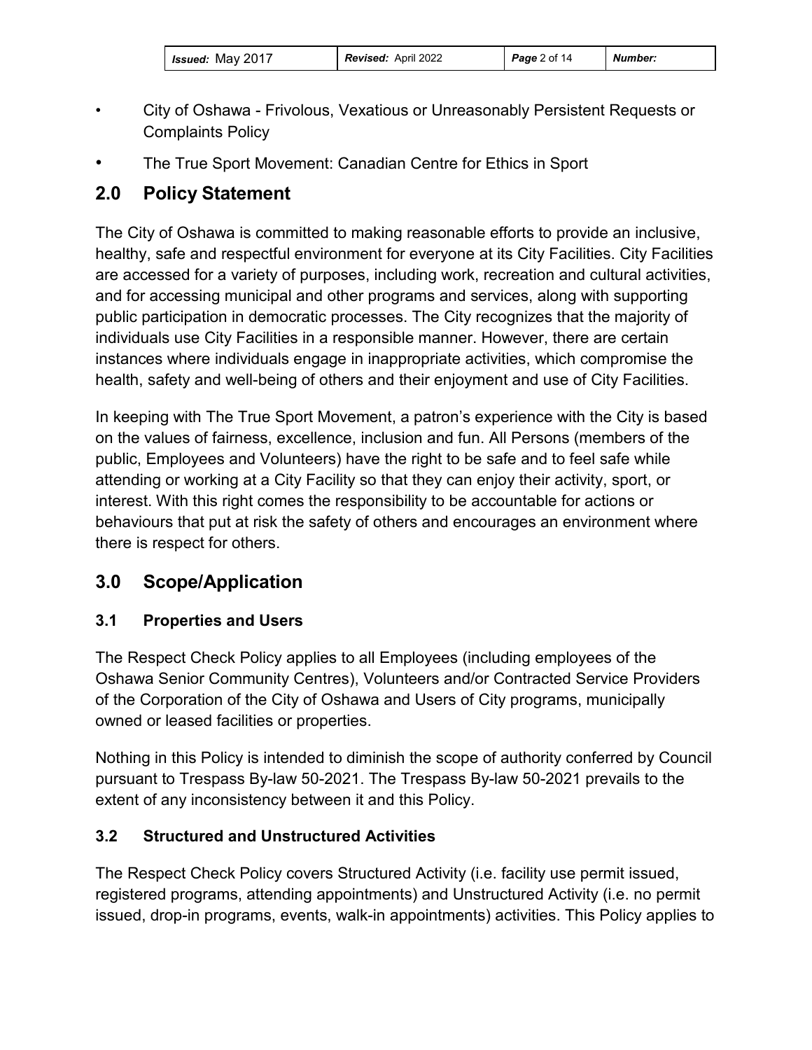- City of Oshawa - Frivolous, Vexatious or Unreasonably Persistent Requests or Complaints Policy
- The True Sport Movement: Canadian Centre for Ethics in Sport

## 2.0 Policy Statement

The City of Oshawa is committed to making reasonable efforts to provide an inclusive, healthy, safe and respectful environment for everyone at its City Facilities. City Facilities are accessed for a variety of purposes, including work, recreation and cultural activities, and for accessing municipal and other programs and services, along with supporting public participation in democratic processes. The City recognizes that the majority of individuals use City Facilities in a responsible manner. However, there are certain instances where individuals engage in inappropriate activities, which compromise the health, safety and well-being of others and their enjoyment and use of City Facilities.

In keeping with The True Sport Movement, a patron's experience with the City is based on the values of fairness, excellence, inclusion and fun. All Persons (members of the public, Employees and Volunteers) have the right to be safe and to feel safe while attending or working at a City Facility so that they can enjoy their activity, sport, or interest. With this right comes the responsibility to be accountable for actions or behaviours that put at risk the safety of others and encourages an environment where there is respect for others.

## 3.0 Scope/Application

### 3.1 Properties and Users

The Respect Check Policy applies to all Employees (including employees of the Oshawa Senior Community Centres), Volunteers and/or Contracted Service Providers of the Corporation of the City of Oshawa and Users of City programs, municipally owned or leased facilities or properties.

Nothing in this Policy is intended to diminish the scope of authority conferred by Council pursuant to Trespass By-law 50-2021. The Trespass By-law 50-2021 prevails to the extent of any inconsistency between it and this Policy.

### 3.2 Structured and Unstructured Activities

The Respect Check Policy covers Structured Activity (i.e. facility use permit issued, registered programs, attending appointments) and Unstructured Activity (i.e. no permit issued, drop-in programs, events, walk-in appointments) activities. This Policy applies to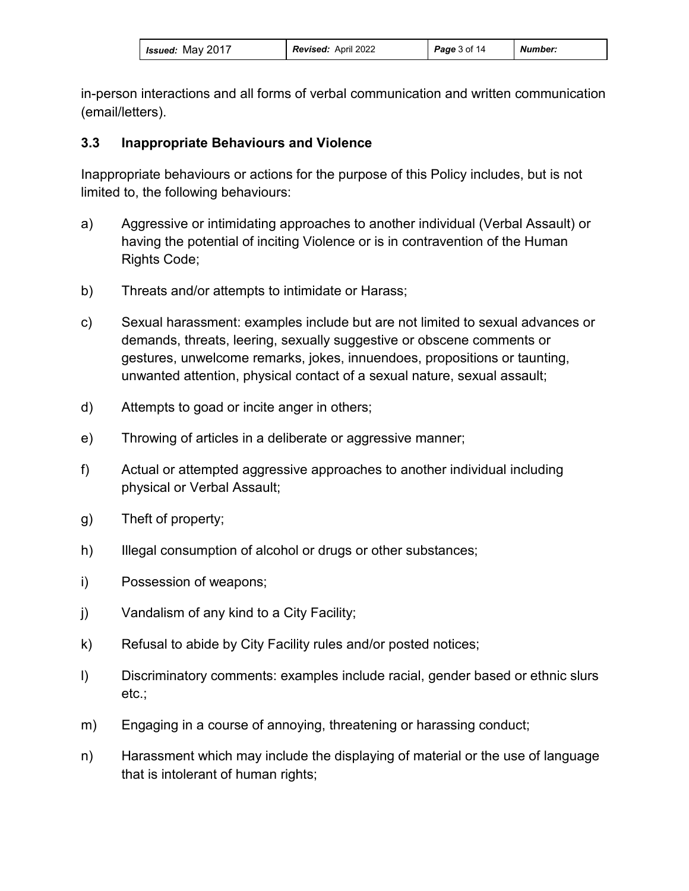in-person interactions and all forms of verbal communication and written communication (email/letters).

### 3.3 Inappropriate Behaviours and Violence

Inappropriate behaviours or actions for the purpose of this Policy includes, but is not limited to, the following behaviours:

a) Aggressive or intimidating approaches to another individual (Verbal Assault) or having the potential of inciting Violence or is in contravention of the Human Rights Code;

b) Threats and/or attempts to intimidate or Harass;

c) Sexual harassment: examples include but are not limited to sexual advances or demands, threats, leering, sexually suggestive or obscene comments or gestures, unwelcome remarks, jokes, innuendoes, propositions or taunting, unwanted attention, physical contact of a sexual nature, sexual assault;

d) Attempts to goad or incite anger in others;

e) Throwing of articles in a deliberate or aggressive manner;

f) Actual or attempted aggressive approaches to another individual including physical or Verbal Assault;

g) Theft of property;

h) Illegal consumption of alcohol or drugs or other substances;

i) Possession of weapons;

j) Vandalism of any kind to a City Facility;

k) Refusal to abide by City Facility rules and/or posted notices;

l) Discriminatory comments: examples include racial, gender based or ethnic slurs etc.;

m) Engaging in a course of annoying, threatening or harassing conduct;

n) Harassment which may include the displaying of material or the use of language that is intolerant of human rights;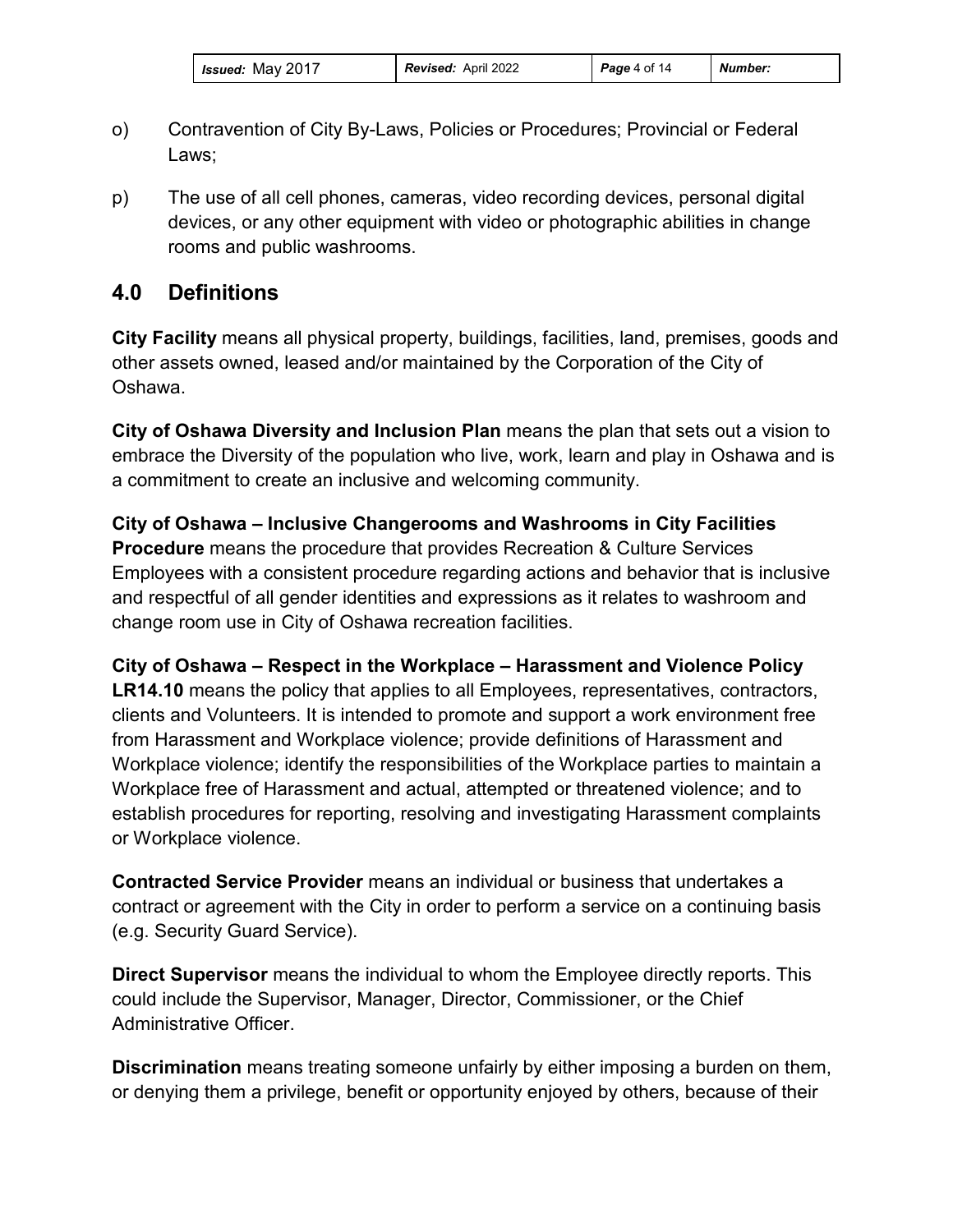o) Contravention of City By-Laws, Policies or Procedures; Provincial or Federal Laws;

p) The use of all cell phones, cameras, video recording devices, personal digital devices, or any other equipment with video or photographic abilities in change rooms and public washrooms.

## 4.0 Definitions

**City Facility** means all physical property, buildings, facilities, land, premises, goods and other assets owned, leased and/or maintained by the Corporation of the City of Oshawa.

**City of Oshawa Diversity and Inclusion Plan** means the plan that sets out a vision to embrace the Diversity of the population who live, work, learn and play in Oshawa and is a commitment to create an inclusive and welcoming community.

**City of Oshawa – Inclusive Changerooms and Washrooms in City Facilities Procedure** means the procedure that provides Recreation & Culture Services Employees with a consistent procedure regarding actions and behavior that is inclusive and respectful of all gender identities and expressions as it relates to washroom and change room use in City of Oshawa recreation facilities.

**City of Oshawa – Respect in the Workplace – Harassment and Violence Policy LR14.10** means the policy that applies to all Employees, representatives, contractors, clients and Volunteers. It is intended to promote and support a work environment free from Harassment and Workplace violence; provide definitions of Harassment and Workplace violence; identify the responsibilities of the Workplace parties to maintain a Workplace free of Harassment and actual, attempted or threatened violence; and to establish procedures for reporting, resolving and investigating Harassment complaints or Workplace violence.

**Contracted Service Provider** means an individual or business that undertakes a contract or agreement with the City in order to perform a service on a continuing basis (e.g. Security Guard Service).

**Direct Supervisor** means the individual to whom the Employee directly reports. This could include the Supervisor, Manager, Director, Commissioner, or the Chief Administrative Officer.

**Discrimination** means treating someone unfairly by either imposing a burden on them, or denying them a privilege, benefit or opportunity enjoyed by others, because of their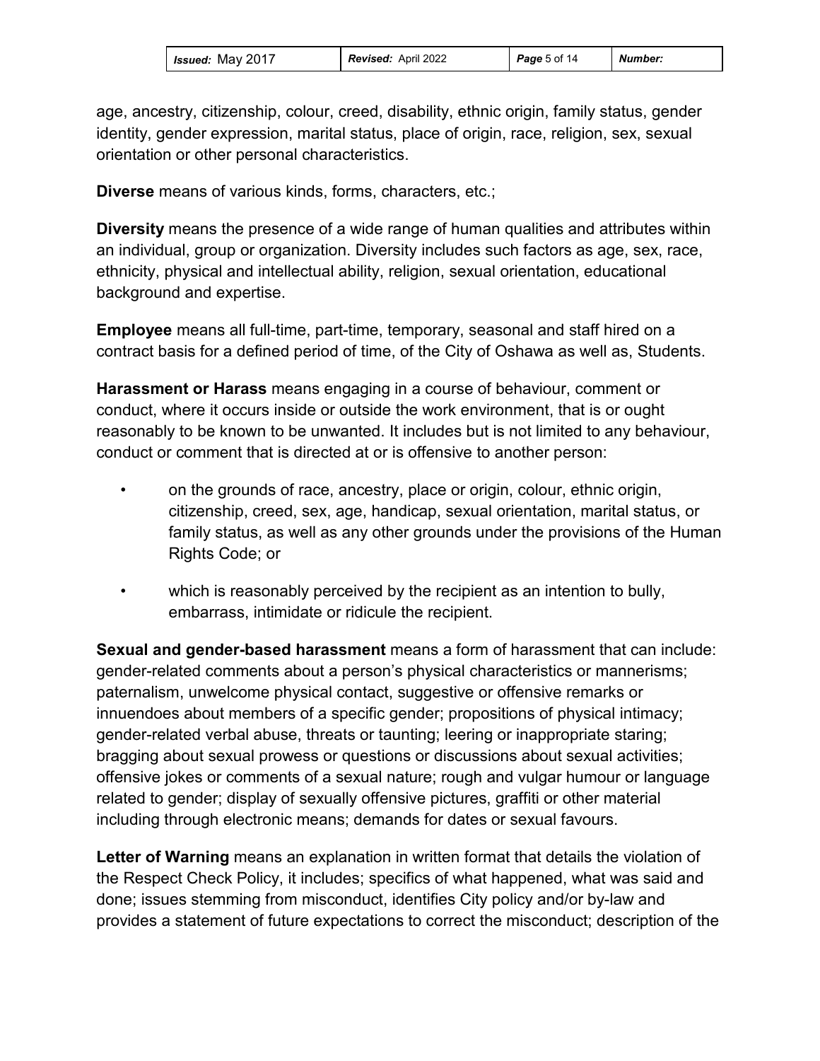age, ancestry, citizenship, colour, creed, disability, ethnic origin, family status, gender identity, gender expression, marital status, place of origin, race, religion, sex, sexual orientation or other personal characteristics.

**Diverse** means of various kinds, forms, characters, etc.;

**Diversity** means the presence of a wide range of human qualities and attributes within an individual, group or organization. Diversity includes such factors as age, sex, race, ethnicity, physical and intellectual ability, religion, sexual orientation, educational background and expertise.

**Employee** means all full-time, part-time, temporary, seasonal and staff hired on a contract basis for a defined period of time, of the City of Oshawa as well as, Students.

**Harassment or Harass** means engaging in a course of behaviour, comment or conduct, where it occurs inside or outside the work environment, that is or ought reasonably to be known to be unwanted. It includes but is not limited to any behaviour, conduct or comment that is directed at or is offensive to another person:

- on the grounds of race, ancestry, place or origin, colour, ethnic origin, citizenship, creed, sex, age, handicap, sexual orientation, marital status, or family status, as well as any other grounds under the provisions of the Human Rights Code; or
- which is reasonably perceived by the recipient as an intention to bully, embarrass, intimidate or ridicule the recipient.

**Sexual and gender-based harassment** means a form of harassment that can include: gender-related comments about a person's physical characteristics or mannerisms; paternalism, unwelcome physical contact, suggestive or offensive remarks or innuendoes about members of a specific gender; propositions of physical intimacy; gender-related verbal abuse, threats or taunting; leering or inappropriate staring; bragging about sexual prowess or questions or discussions about sexual activities; offensive jokes or comments of a sexual nature; rough and vulgar humour or language related to gender; display of sexually offensive pictures, graffiti or other material including through electronic means; demands for dates or sexual favours.

**Letter of Warning** means an explanation in written format that details the violation of the Respect Check Policy, it includes; specifics of what happened, what was said and done; issues stemming from misconduct, identifies City policy and/or by-law and provides a statement of future expectations to correct the misconduct; description of the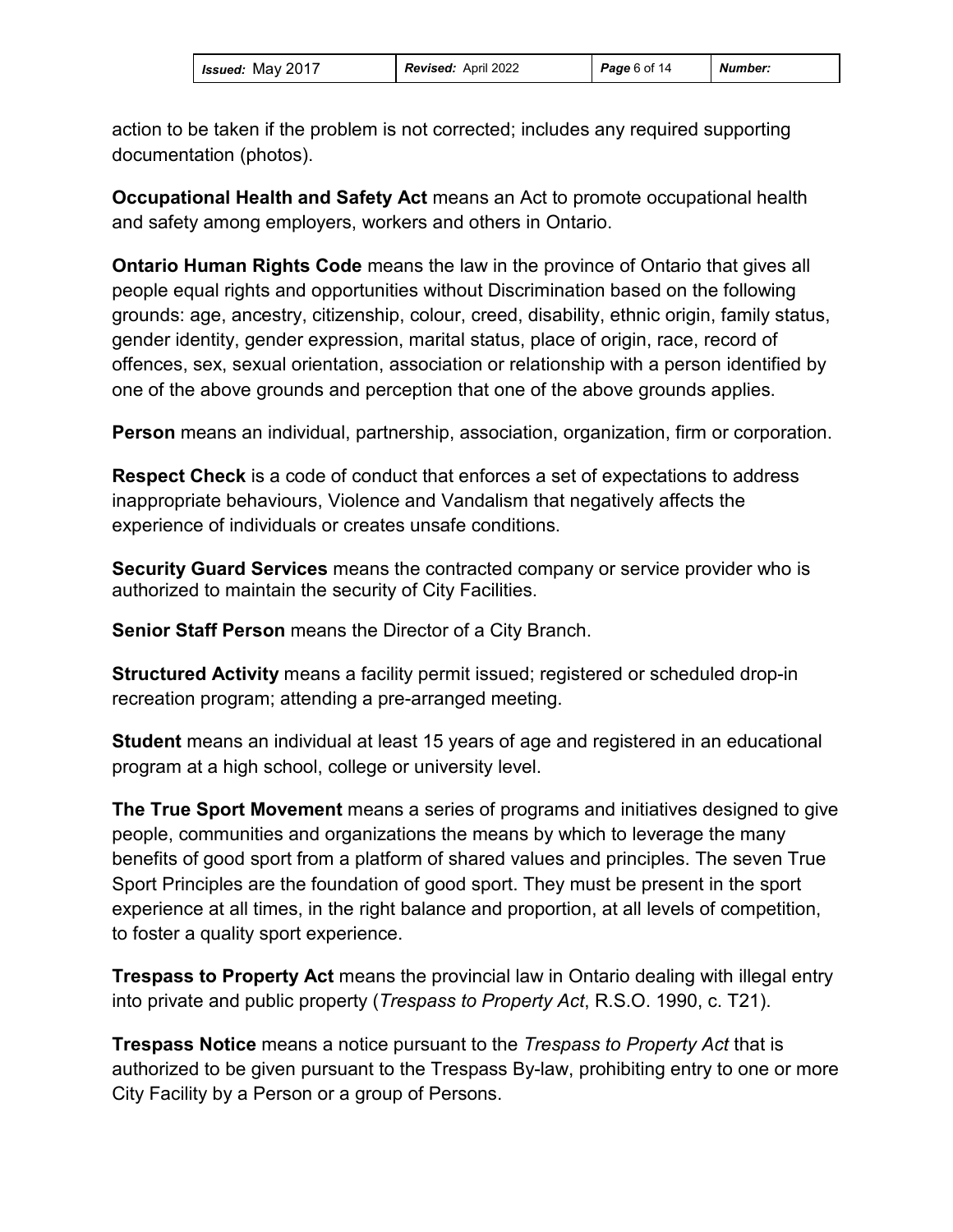action to be taken if the problem is not corrected; includes any required supporting documentation (photos).

**Occupational Health and Safety Act** means an Act to promote occupational health and safety among employers, workers and others in Ontario.

**Ontario Human Rights Code** means the law in the province of Ontario that gives all people equal rights and opportunities without Discrimination based on the following grounds: age, ancestry, citizenship, colour, creed, disability, ethnic origin, family status, gender identity, gender expression, marital status, place of origin, race, record of offences, sex, sexual orientation, association or relationship with a person identified by one of the above grounds and perception that one of the above grounds applies.

**Person** means an individual, partnership, association, organization, firm or corporation.

**Respect Check** is a code of conduct that enforces a set of expectations to address inappropriate behaviours, Violence and Vandalism that negatively affects the experience of individuals or creates unsafe conditions.

**Security Guard Services** means the contracted company or service provider who is authorized to maintain the security of City Facilities.

**Senior Staff Person** means the Director of a City Branch.

**Structured Activity** means a facility permit issued; registered or scheduled drop-in recreation program; attending a pre-arranged meeting.

**Student** means an individual at least 15 years of age and registered in an educational program at a high school, college or university level.

**The True Sport Movement** means a series of programs and initiatives designed to give people, communities and organizations the means by which to leverage the many benefits of good sport from a platform of shared values and principles. The seven True Sport Principles are the foundation of good sport. They must be present in the sport experience at all times, in the right balance and proportion, at all levels of competition, to foster a quality sport experience.

**Trespass to Property Act** means the provincial law in Ontario dealing with illegal entry into private and public property (*Trespass to Property Act*, R.S.O. 1990, c. T21).

**Trespass Notice** means a notice pursuant to the *Trespass to Property Act* that is authorized to be given pursuant to the Trespass By-law, prohibiting entry to one or more City Facility by a Person or a group of Persons.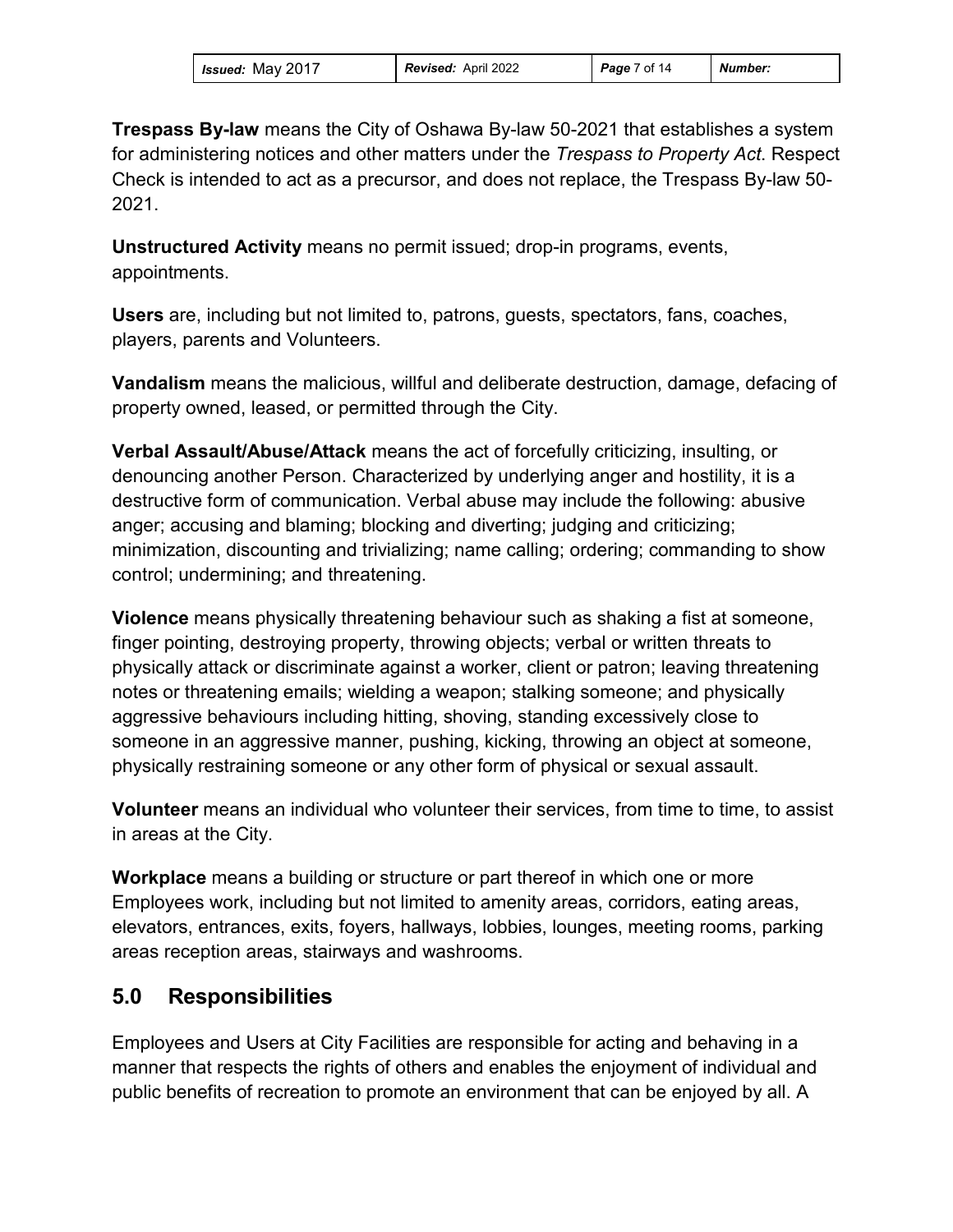**Trespass By-law** means the City of Oshawa By-law 50-2021 that establishes a system for administering notices and other matters under the *Trespass to Property Act*. Respect Check is intended to act as a precursor, and does not replace, the Trespass By-law 50-2021.

**Unstructured Activity** means no permit issued; drop-in programs, events, appointments.

**Users** are, including but not limited to, patrons, guests, spectators, fans, coaches, players, parents and Volunteers.

**Vandalism** means the malicious, willful and deliberate destruction, damage, defacing of property owned, leased, or permitted through the City.

**Verbal Assault/Abuse/Attack** means the act of forcefully criticizing, insulting, or denouncing another Person. Characterized by underlying anger and hostility, it is a destructive form of communication. Verbal abuse may include the following: abusive anger; accusing and blaming; blocking and diverting; judging and criticizing; minimization, discounting and trivializing; name calling; ordering; commanding to show control; undermining; and threatening.

**Violence** means physically threatening behaviour such as shaking a fist at someone, finger pointing, destroying property, throwing objects; verbal or written threats to physically attack or discriminate against a worker, client or patron; leaving threatening notes or threatening emails; wielding a weapon; stalking someone; and physically aggressive behaviours including hitting, shoving, standing excessively close to someone in an aggressive manner, pushing, kicking, throwing an object at someone, physically restraining someone or any other form of physical or sexual assault.

**Volunteer** means an individual who volunteer their services, from time to time, to assist in areas at the City.

**Workplace** means a building or structure or part thereof in which one or more Employees work, including but not limited to amenity areas, corridors, eating areas, elevators, entrances, exits, foyers, hallways, lobbies, lounges, meeting rooms, parking areas reception areas, stairways and washrooms.

## 5.0 Responsibilities

Employees and Users at City Facilities are responsible for acting and behaving in a manner that respects the rights of others and enables the enjoyment of individual and public benefits of recreation to promote an environment that can be enjoyed by all. A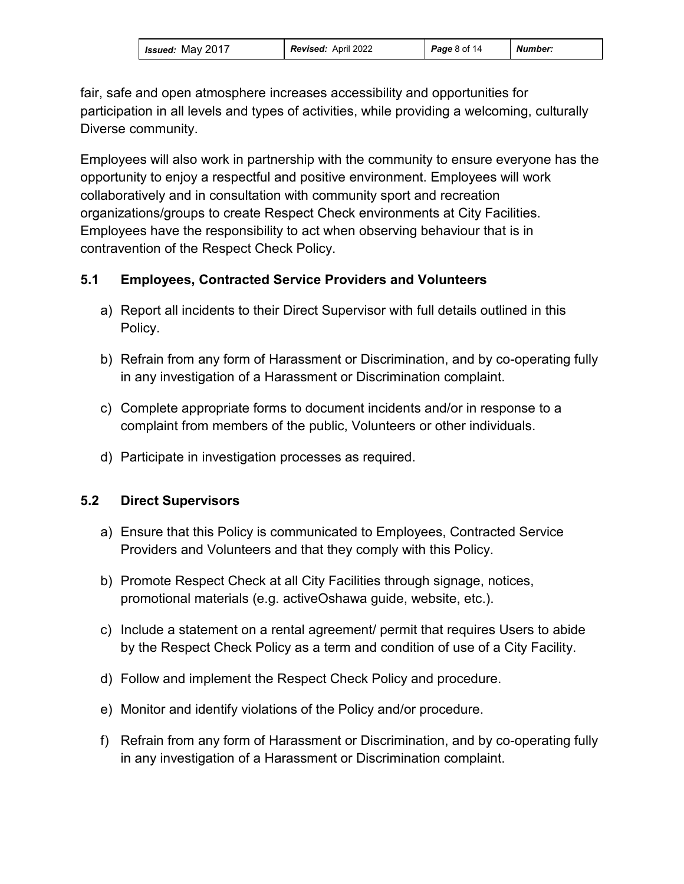fair, safe and open atmosphere increases accessibility and opportunities for participation in all levels and types of activities, while providing a welcoming, culturally Diverse community.

Employees will also work in partnership with the community to ensure everyone has the opportunity to enjoy a respectful and positive environment. Employees will work collaboratively and in consultation with community sport and recreation organizations/groups to create Respect Check environments at City Facilities. Employees have the responsibility to act when observing behaviour that is in contravention of the Respect Check Policy.

### 5.1 Employees, Contracted Service Providers and Volunteers

a) Report all incidents to their Direct Supervisor with full details outlined in this Policy.

b) Refrain from any form of Harassment or Discrimination, and by co-operating fully in any investigation of a Harassment or Discrimination complaint.

c) Complete appropriate forms to document incidents and/or in response to a complaint from members of the public, Volunteers or other individuals.

d) Participate in investigation processes as required.

### 5.2 Direct Supervisors

a) Ensure that this Policy is communicated to Employees, Contracted Service Providers and Volunteers and that they comply with this Policy.

b) Promote Respect Check at all City Facilities through signage, notices, promotional materials (e.g. activeOshawa guide, website, etc.).

c) Include a statement on a rental agreement/ permit that requires Users to abide by the Respect Check Policy as a term and condition of use of a City Facility.

d) Follow and implement the Respect Check Policy and procedure.

e) Monitor and identify violations of the Policy and/or procedure.

f) Refrain from any form of Harassment or Discrimination, and by co-operating fully in any investigation of a Harassment or Discrimination complaint.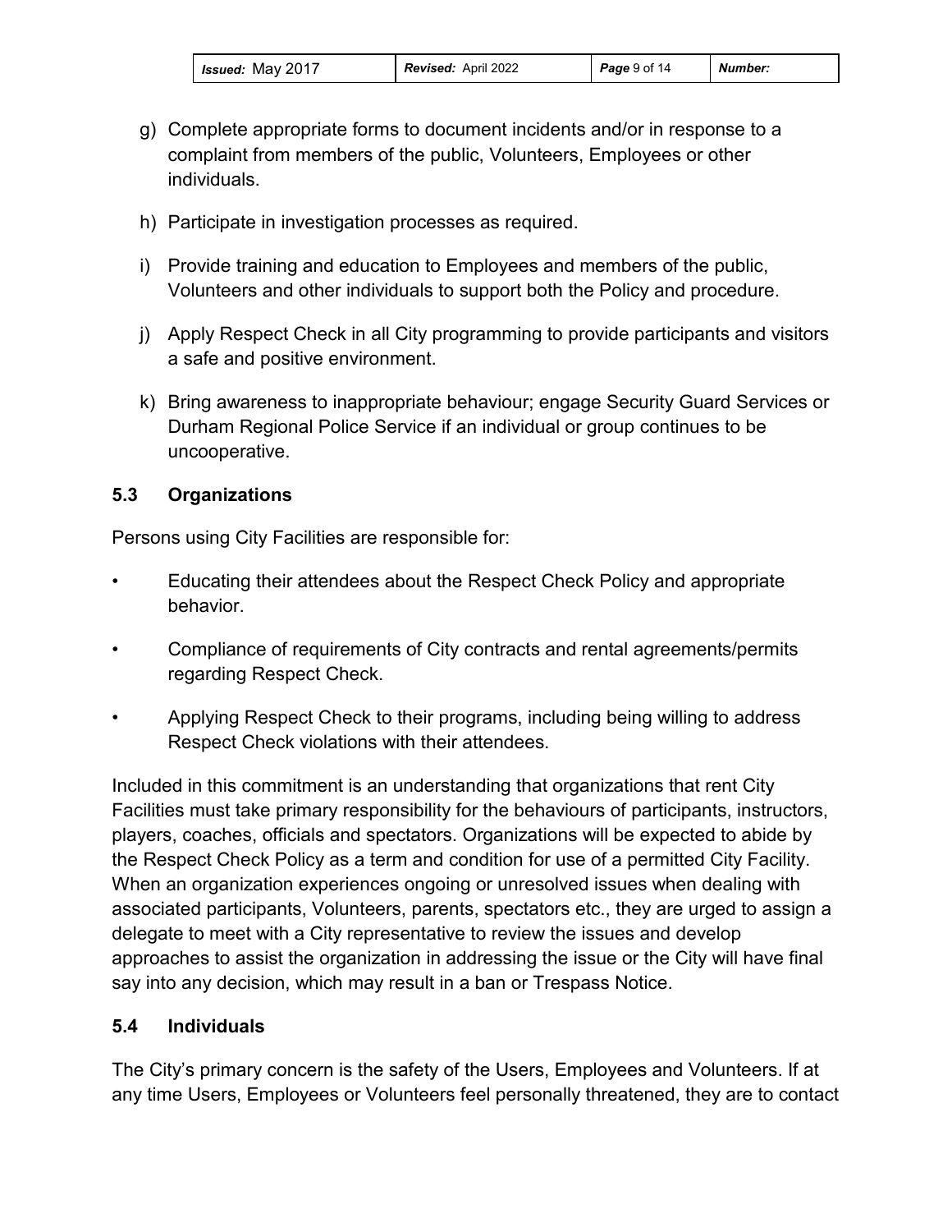g) Complete appropriate forms to document incidents and/or in response to a complaint from members of the public, Volunteers, Employees or other individuals.

h) Participate in investigation processes as required.

i) Provide training and education to Employees and members of the public, Volunteers and other individuals to support both the Policy and procedure.

j) Apply Respect Check in all City programming to provide participants and visitors a safe and positive environment.

k) Bring awareness to inappropriate behaviour; engage Security Guard Services or Durham Regional Police Service if an individual or group continues to be uncooperative.

### 5.3 Organizations

Persons using City Facilities are responsible for:

- Educating their attendees about the Respect Check Policy and appropriate behavior.
- Compliance of requirements of City contracts and rental agreements/permits regarding Respect Check.
- Applying Respect Check to their programs, including being willing to address Respect Check violations with their attendees.

Included in this commitment is an understanding that organizations that rent City Facilities must take primary responsibility for the behaviours of participants, instructors, players, coaches, officials and spectators. Organizations will be expected to abide by the Respect Check Policy as a term and condition for use of a permitted City Facility. When an organization experiences ongoing or unresolved issues when dealing with associated participants, Volunteers, parents, spectators etc., they are urged to assign a delegate to meet with a City representative to review the issues and develop approaches to assist the organization in addressing the issue or the City will have final say into any decision, which may result in a ban or Trespass Notice.

### 5.4 Individuals

The City's primary concern is the safety of the Users, Employees and Volunteers. If at any time Users, Employees or Volunteers feel personally threatened, they are to contact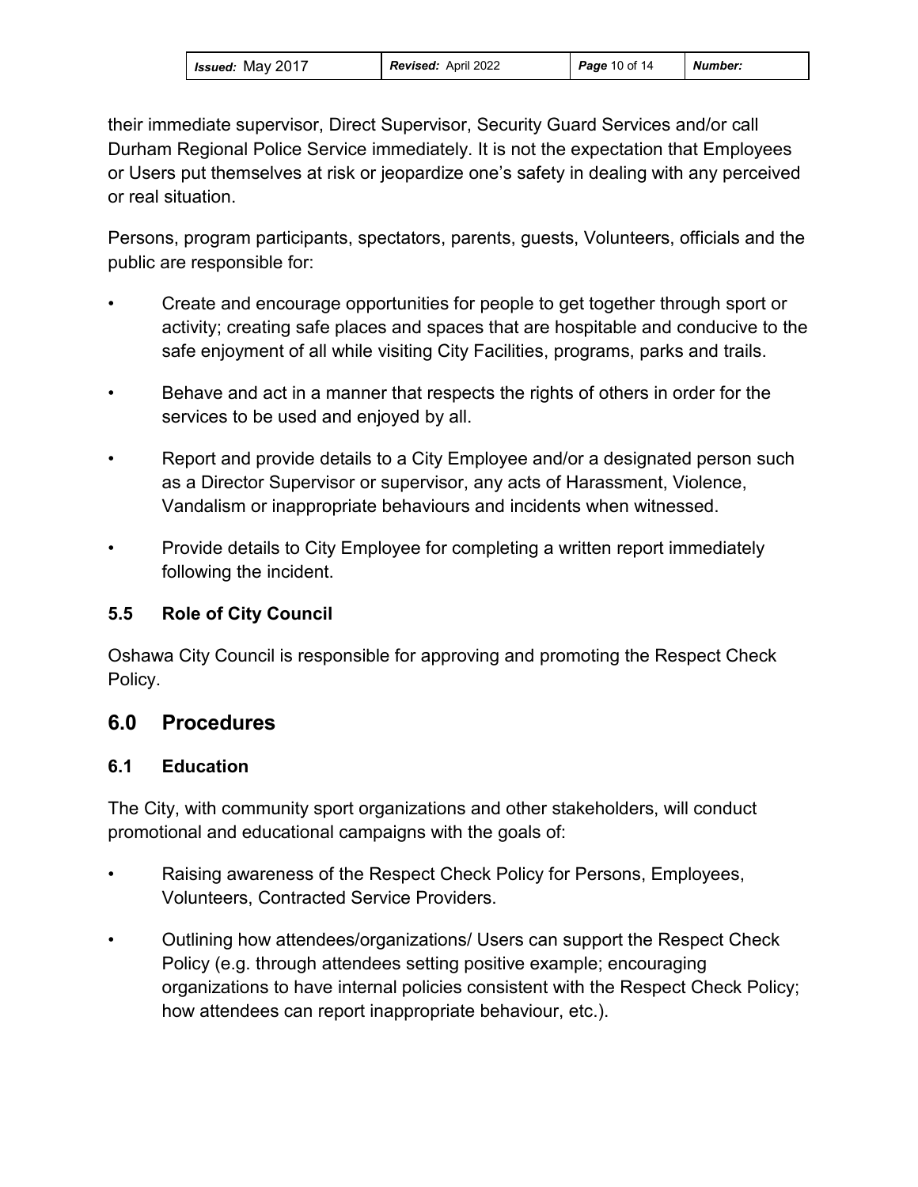their immediate supervisor, Direct Supervisor, Security Guard Services and/or call Durham Regional Police Service immediately. It is not the expectation that Employees or Users put themselves at risk or jeopardize one's safety in dealing with any perceived or real situation.

Persons, program participants, spectators, parents, guests, Volunteers, officials and the public are responsible for:

- Create and encourage opportunities for people to get together through sport or activity; creating safe places and spaces that are hospitable and conducive to the safe enjoyment of all while visiting City Facilities, programs, parks and trails.
- Behave and act in a manner that respects the rights of others in order for the services to be used and enjoyed by all.
- Report and provide details to a City Employee and/or a designated person such as a Director Supervisor or supervisor, any acts of Harassment, Violence, Vandalism or inappropriate behaviours and incidents when witnessed.
- Provide details to City Employee for completing a written report immediately following the incident.

### 5.5 Role of City Council

Oshawa City Council is responsible for approving and promoting the Respect Check Policy.

## 6.0 Procedures

### 6.1 Education

The City, with community sport organizations and other stakeholders, will conduct promotional and educational campaigns with the goals of:

- Raising awareness of the Respect Check Policy for Persons, Employees, Volunteers, Contracted Service Providers.
- Outlining how attendees/organizations/ Users can support the Respect Check Policy (e.g. through attendees setting positive example; encouraging organizations to have internal policies consistent with the Respect Check Policy; how attendees can report inappropriate behaviour, etc.).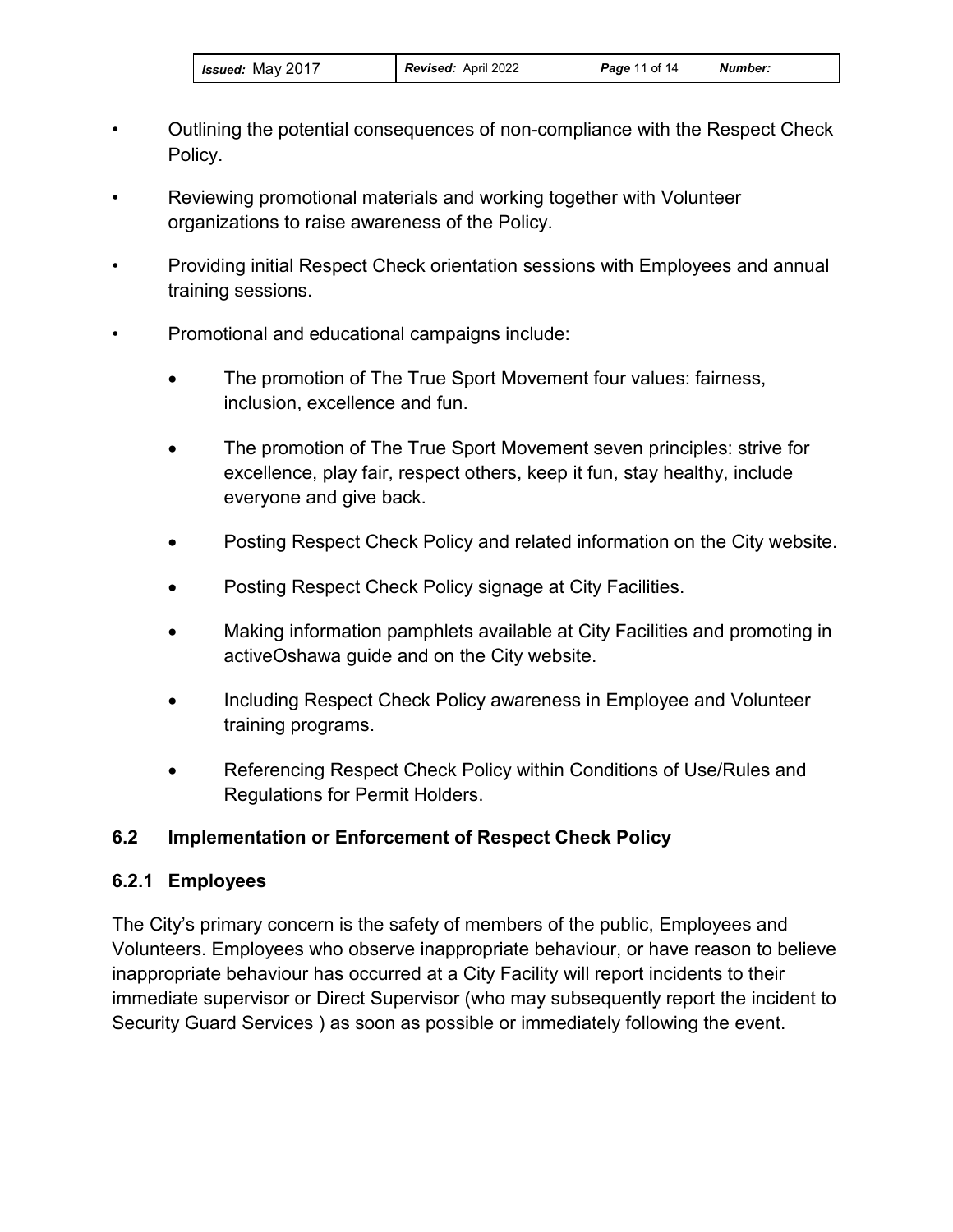- Outlining the potential consequences of non-compliance with the Respect Check Policy.
- Reviewing promotional materials and working together with Volunteer organizations to raise awareness of the Policy.
- Providing initial Respect Check orientation sessions with Employees and annual training sessions.
- Promotional and educational campaigns include:
    - The promotion of The True Sport Movement four values: fairness, inclusion, excellence and fun.
    - The promotion of The True Sport Movement seven principles: strive for excellence, play fair, respect others, keep it fun, stay healthy, include everyone and give back.
    - Posting Respect Check Policy and related information on the City website.
    - Posting Respect Check Policy signage at City Facilities.
    - Making information pamphlets available at City Facilities and promoting in activeOshawa guide and on the City website.
    - Including Respect Check Policy awareness in Employee and Volunteer training programs.
    - Referencing Respect Check Policy within Conditions of Use/Rules and Regulations for Permit Holders.

### 6.2 Implementation or Enforcement of Respect Check Policy

#### 6.2.1 Employees

The City's primary concern is the safety of members of the public, Employees and Volunteers. Employees who observe inappropriate behaviour, or have reason to believe inappropriate behaviour has occurred at a City Facility will report incidents to their immediate supervisor or Direct Supervisor (who may subsequently report the incident to Security Guard Services ) as soon as possible or immediately following the event.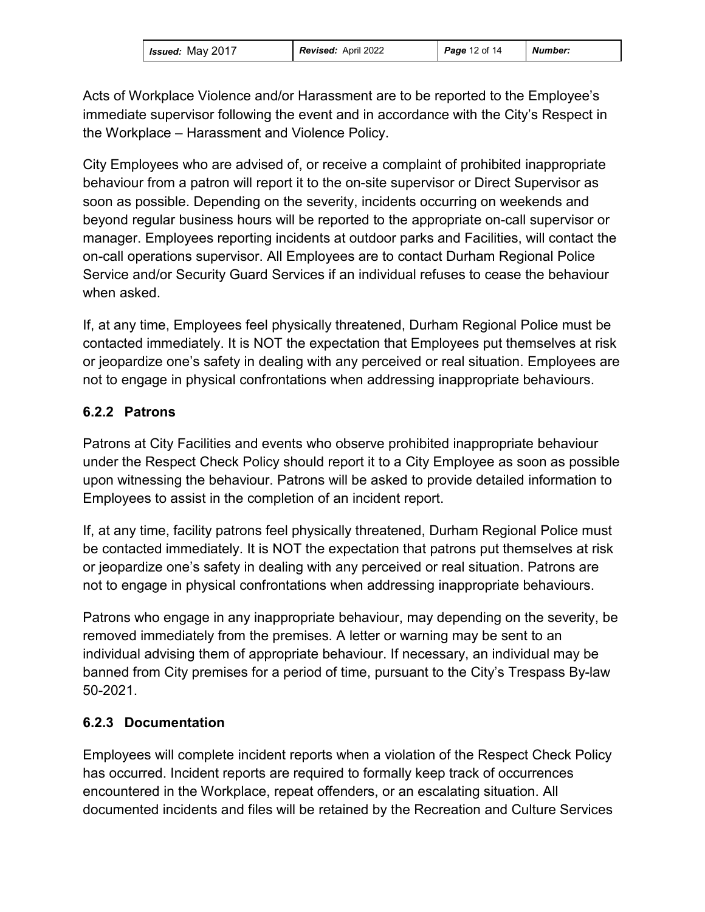Acts of Workplace Violence and/or Harassment are to be reported to the Employee's immediate supervisor following the event and in accordance with the City's Respect in the Workplace – Harassment and Violence Policy.

City Employees who are advised of, or receive a complaint of prohibited inappropriate behaviour from a patron will report it to the on-site supervisor or Direct Supervisor as soon as possible. Depending on the severity, incidents occurring on weekends and beyond regular business hours will be reported to the appropriate on-call supervisor or manager. Employees reporting incidents at outdoor parks and Facilities, will contact the on-call operations supervisor. All Employees are to contact Durham Regional Police Service and/or Security Guard Services if an individual refuses to cease the behaviour when asked.

If, at any time, Employees feel physically threatened, Durham Regional Police must be contacted immediately. It is NOT the expectation that Employees put themselves at risk or jeopardize one's safety in dealing with any perceived or real situation. Employees are not to engage in physical confrontations when addressing inappropriate behaviours.

### 6.2.2 Patrons

Patrons at City Facilities and events who observe prohibited inappropriate behaviour under the Respect Check Policy should report it to a City Employee as soon as possible upon witnessing the behaviour. Patrons will be asked to provide detailed information to Employees to assist in the completion of an incident report.

If, at any time, facility patrons feel physically threatened, Durham Regional Police must be contacted immediately. It is NOT the expectation that patrons put themselves at risk or jeopardize one's safety in dealing with any perceived or real situation. Patrons are not to engage in physical confrontations when addressing inappropriate behaviours.

Patrons who engage in any inappropriate behaviour, may depending on the severity, be removed immediately from the premises. A letter or warning may be sent to an individual advising them of appropriate behaviour. If necessary, an individual may be banned from City premises for a period of time, pursuant to the City's Trespass By-law 50-2021.

### 6.2.3 Documentation

Employees will complete incident reports when a violation of the Respect Check Policy has occurred. Incident reports are required to formally keep track of occurrences encountered in the Workplace, repeat offenders, or an escalating situation. All documented incidents and files will be retained by the Recreation and Culture Services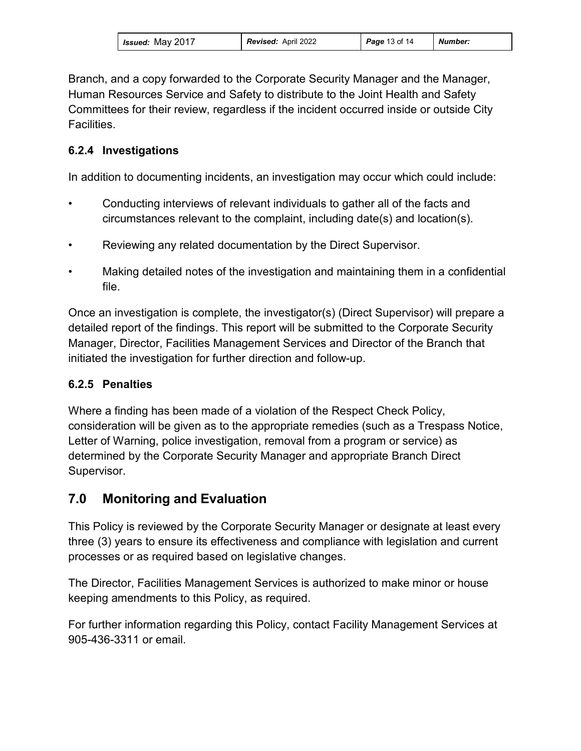Branch, and a copy forwarded to the Corporate Security Manager and the Manager, Human Resources Service and Safety to distribute to the Joint Health and Safety Committees for their review, regardless if the incident occurred inside or outside City Facilities.

### 6.2.4 Investigations

In addition to documenting incidents, an investigation may occur which could include:

- Conducting interviews of relevant individuals to gather all of the facts and circumstances relevant to the complaint, including date(s) and location(s).
- Reviewing any related documentation by the Direct Supervisor.
- Making detailed notes of the investigation and maintaining them in a confidential file.

Once an investigation is complete, the investigator(s) (Direct Supervisor) will prepare a detailed report of the findings. This report will be submitted to the Corporate Security Manager, Director, Facilities Management Services and Director of the Branch that initiated the investigation for further direction and follow-up.

### 6.2.5 Penalties

Where a finding has been made of a violation of the Respect Check Policy, consideration will be given as to the appropriate remedies (such as a Trespass Notice, Letter of Warning, police investigation, removal from a program or service) as determined by the Corporate Security Manager and appropriate Branch Direct Supervisor.

## 7.0 Monitoring and Evaluation

This Policy is reviewed by the Corporate Security Manager or designate at least every three (3) years to ensure its effectiveness and compliance with legislation and current processes or as required based on legislative changes.

The Director, Facilities Management Services is authorized to make minor or house keeping amendments to this Policy, as required.

For further information regarding this Policy, contact Facility Management Services at 905-436-3311 or email.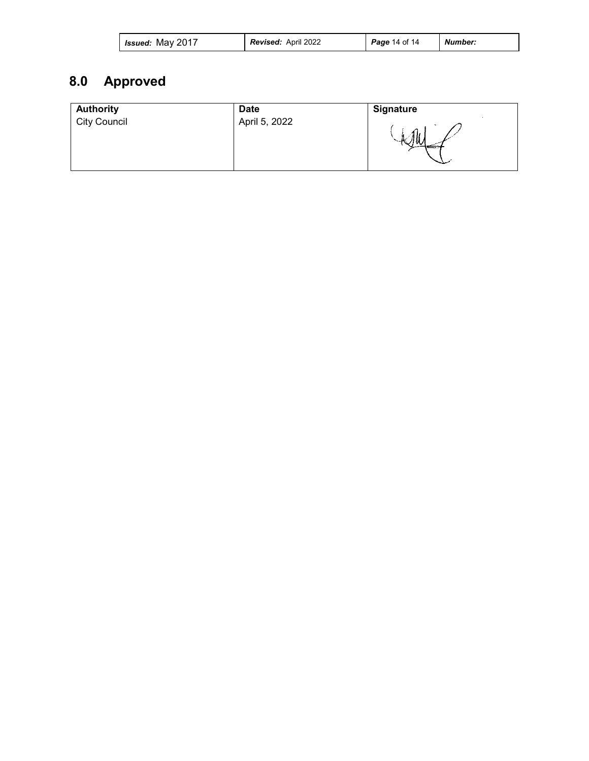## 8.0 Approved

| Authority | Date | Signature |
|---|---|---|
| City Council | April 5, 2022 | |